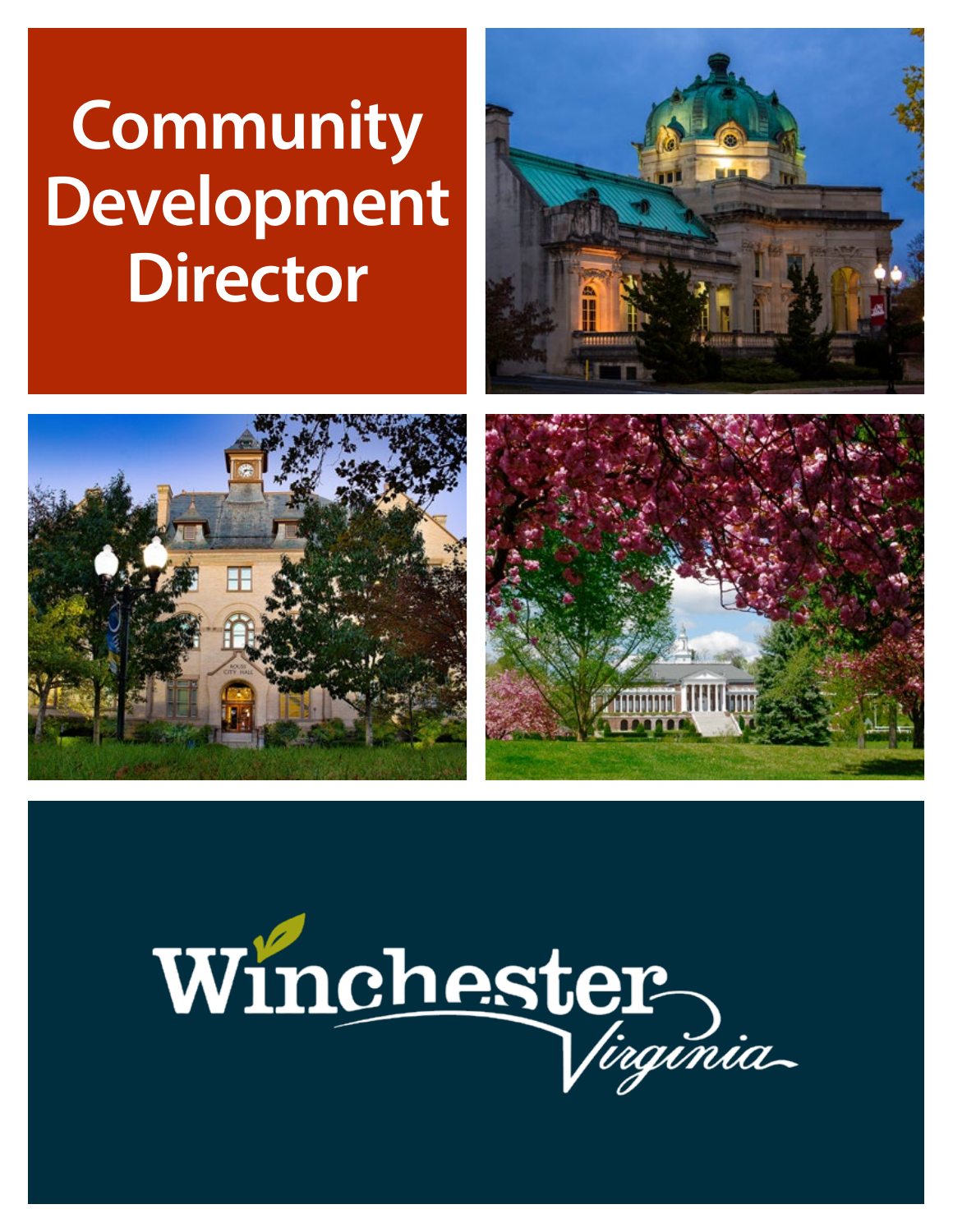# Community Development Director

Winchester Virginia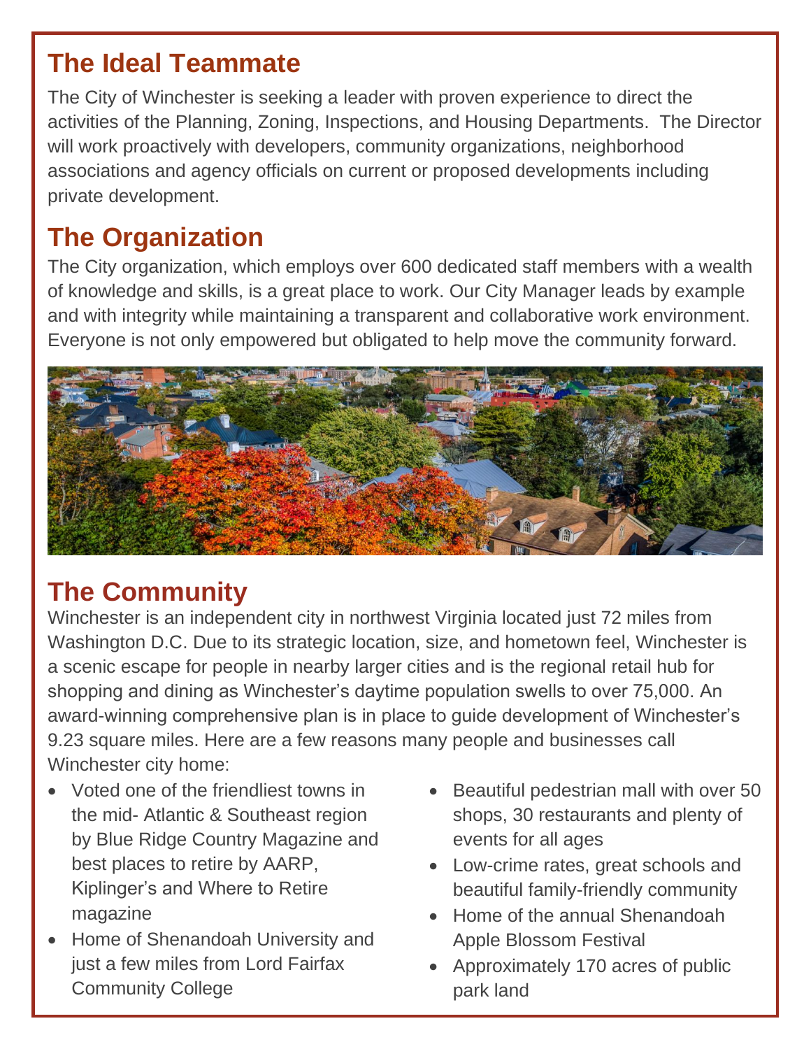## The Ideal Teammate

The City of Winchester is seeking a leader with proven experience to direct the activities of the Planning, Zoning, Inspections, and Housing Departments. The Director will work proactively with developers, community organizations, neighborhood associations and agency officials on current or proposed developments including private development.

## The Organization

The City organization, which employs over 600 dedicated staff members with a wealth of knowledge and skills, is a great place to work. Our City Manager leads by example and with integrity while maintaining a transparent and collaborative work environment. Everyone is not only empowered but obligated to help move the community forward.

## The Community

Winchester is an independent city in northwest Virginia located just 72 miles from Washington D.C. Due to its strategic location, size, and hometown feel, Winchester is a scenic escape for people in nearby larger cities and is the regional retail hub for shopping and dining as Winchester's daytime population swells to over 75,000. An award-winning comprehensive plan is in place to guide development of Winchester's 9.23 square miles. Here are a few reasons many people and businesses call Winchester city home:

- Voted one of the friendliest towns in the mid- Atlantic & Southeast region by Blue Ridge Country Magazine and best places to retire by AARP, Kiplinger's and Where to Retire magazine
- Home of Shenandoah University and just a few miles from Lord Fairfax Community College
- Beautiful pedestrian mall with over 50 shops, 30 restaurants and plenty of events for all ages
- Low-crime rates, great schools and beautiful family-friendly community
- Home of the annual Shenandoah Apple Blossom Festival
- Approximately 170 acres of public park land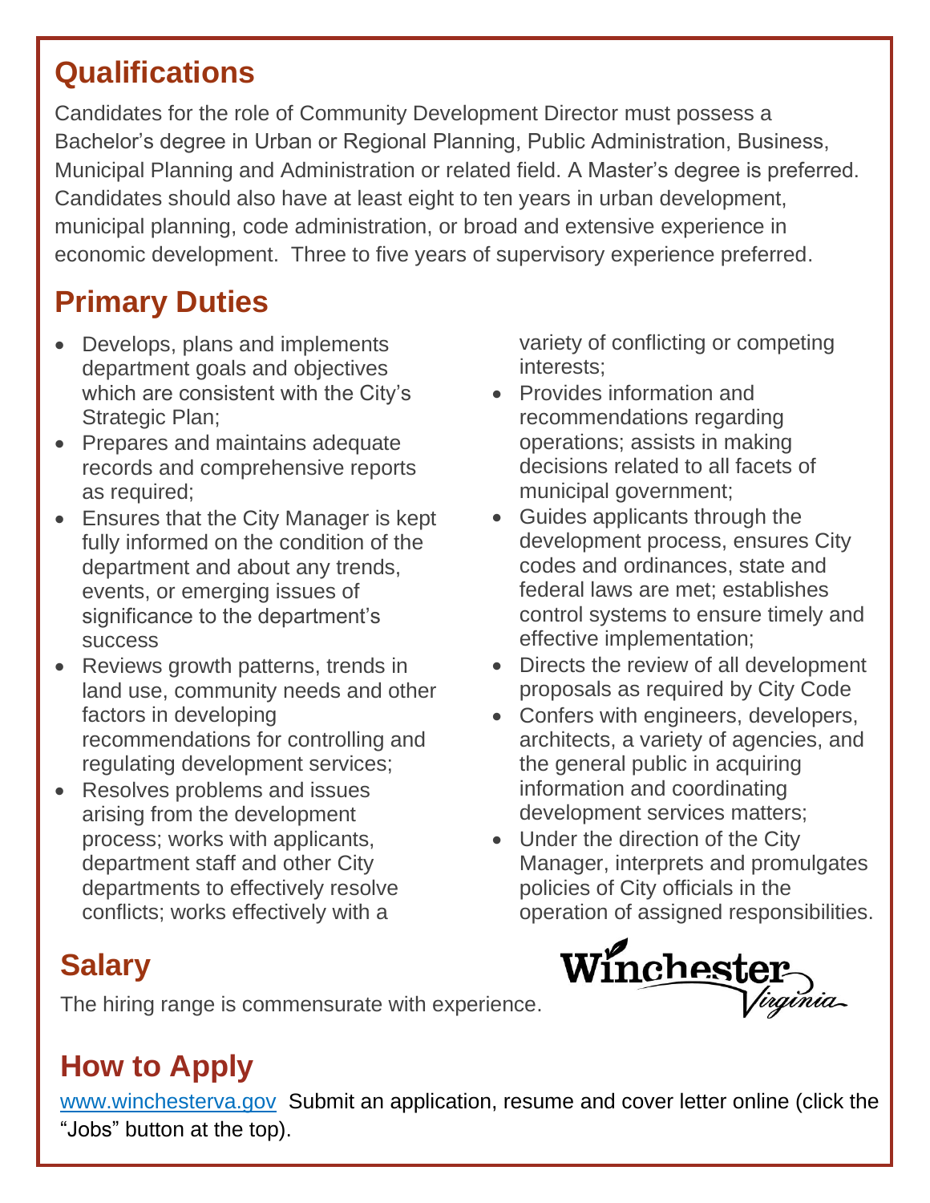## Qualifications

Candidates for the role of Community Development Director must possess a Bachelor's degree in Urban or Regional Planning, Public Administration, Business, Municipal Planning and Administration or related field. A Master's degree is preferred. Candidates should also have at least eight to ten years in urban development, municipal planning, code administration, or broad and extensive experience in economic development. Three to five years of supervisory experience preferred.

## Primary Duties

- Develops, plans and implements department goals and objectives which are consistent with the City's Strategic Plan;
- Prepares and maintains adequate records and comprehensive reports as required;
- Ensures that the City Manager is kept fully informed on the condition of the department and about any trends, events, or emerging issues of significance to the department's success
- Reviews growth patterns, trends in land use, community needs and other factors in developing recommendations for controlling and regulating development services;
- Resolves problems and issues arising from the development process; works with applicants, department staff and other City departments to effectively resolve conflicts; works effectively with a variety of conflicting or competing interests;
- Provides information and recommendations regarding operations; assists in making decisions related to all facets of municipal government;
- Guides applicants through the development process, ensures City codes and ordinances, state and federal laws are met; establishes control systems to ensure timely and effective implementation;
- Directs the review of all development proposals as required by City Code
- Confers with engineers, developers, architects, a variety of agencies, and the general public in acquiring information and coordinating development services matters;
- Under the direction of the City Manager, interprets and promulgates policies of City officials in the operation of assigned responsibilities.

## Salary

The hiring range is commensurate with experience.

Winchester Virginia

## How to Apply

www.winchesterva.gov Submit an application, resume and cover letter online (click the "Jobs" button at the top).